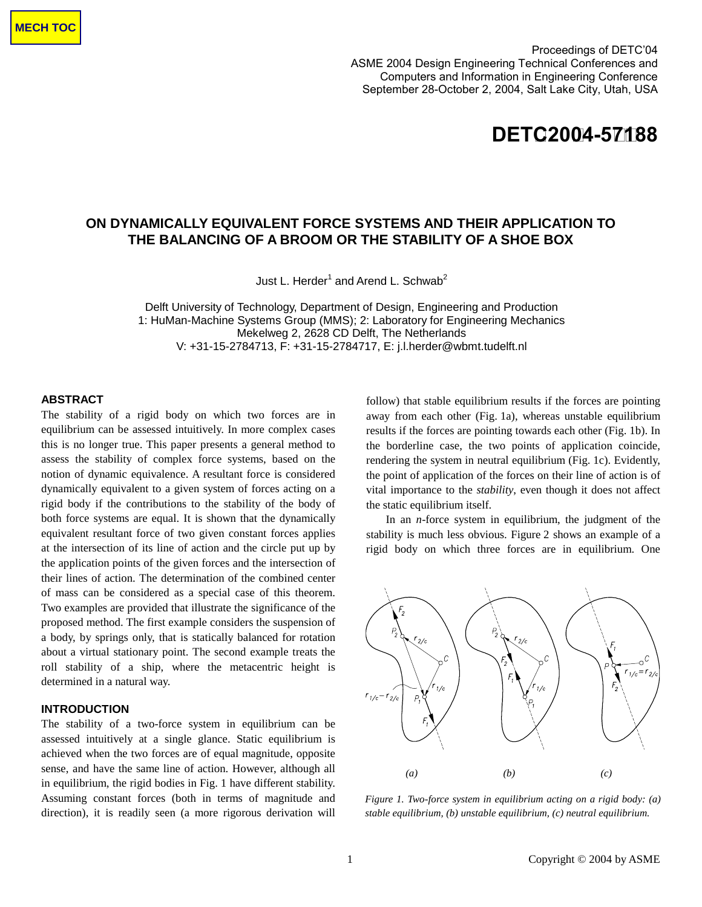MECH TOC

Proceedings of DETC'04
ASME 2004 Design Engineering Technical Conferences and
Computers and Information in Engineering Conference
September 28-October 2, 2004, Salt Lake City, Utah, USA

# DETC2004-57188

## ON DYNAMICALLY EQUIVALENT FORCE SYSTEMS AND THEIR APPLICATION TO THE BALANCING OF A BROOM OR THE STABILITY OF A SHOE BOX

Just L. Herder[1] and Arend L. Schwab[2]

Delft University of Technology, Department of Design, Engineering and Production
1: HuMan-Machine Systems Group (MMS); 2: Laboratory for Engineering Mechanics
Mekelweg 2, 2628 CD Delft, The Netherlands
V: +31-15-2784713, F: +31-15-2784717, E: j.l.herder@wbmt.tudelft.nl

### ABSTRACT

The stability of a rigid body on which two forces are in equilibrium can be assessed intuitively. In more complex cases this is no longer true. This paper presents a general method to assess the stability of complex force systems, based on the notion of dynamic equivalence. A resultant force is considered dynamically equivalent to a given system of forces acting on a rigid body if the contributions to the stability of the body of both force systems are equal. It is shown that the dynamically equivalent resultant force of two given constant forces applies at the intersection of its line of action and the circle put up by the application points of the given forces and the intersection of their lines of action. The determination of the combined center of mass can be considered as a special case of this theorem. Two examples are provided that illustrate the significance of the proposed method. The first example considers the suspension of a body, by springs only, that is statically balanced for rotation about a virtual stationary point. The second example treats the roll stability of a ship, where the metacentric height is determined in a natural way.

### INTRODUCTION

The stability of a two-force system in equilibrium can be assessed intuitively at a single glance. Static equilibrium is achieved when the two forces are of equal magnitude, opposite sense, and have the same line of action. However, although all in equilibrium, the rigid bodies in Fig. 1 have different stability. Assuming constant forces (both in terms of magnitude and direction), it is readily seen (a more rigorous derivation will follow) that stable equilibrium results if the forces are pointing away from each other (Fig. 1a), whereas unstable equilibrium results if the forces are pointing towards each other (Fig. 1b). In the borderline case, the two points of application coincide, rendering the system in neutral equilibrium (Fig. 1c). Evidently, the point of application of the forces on their line of action is of vital importance to the *stability*, even though it does not affect the static equilibrium itself.

In an *n*-force system in equilibrium, the judgment of the stability is much less obvious. Figure 2 shows an example of a rigid body on which three forces are in equilibrium. One

*Figure 1. Two-force system in equilibrium acting on a rigid body: (a) stable equilibrium, (b) unstable equilibrium, (c) neutral equilibrium.*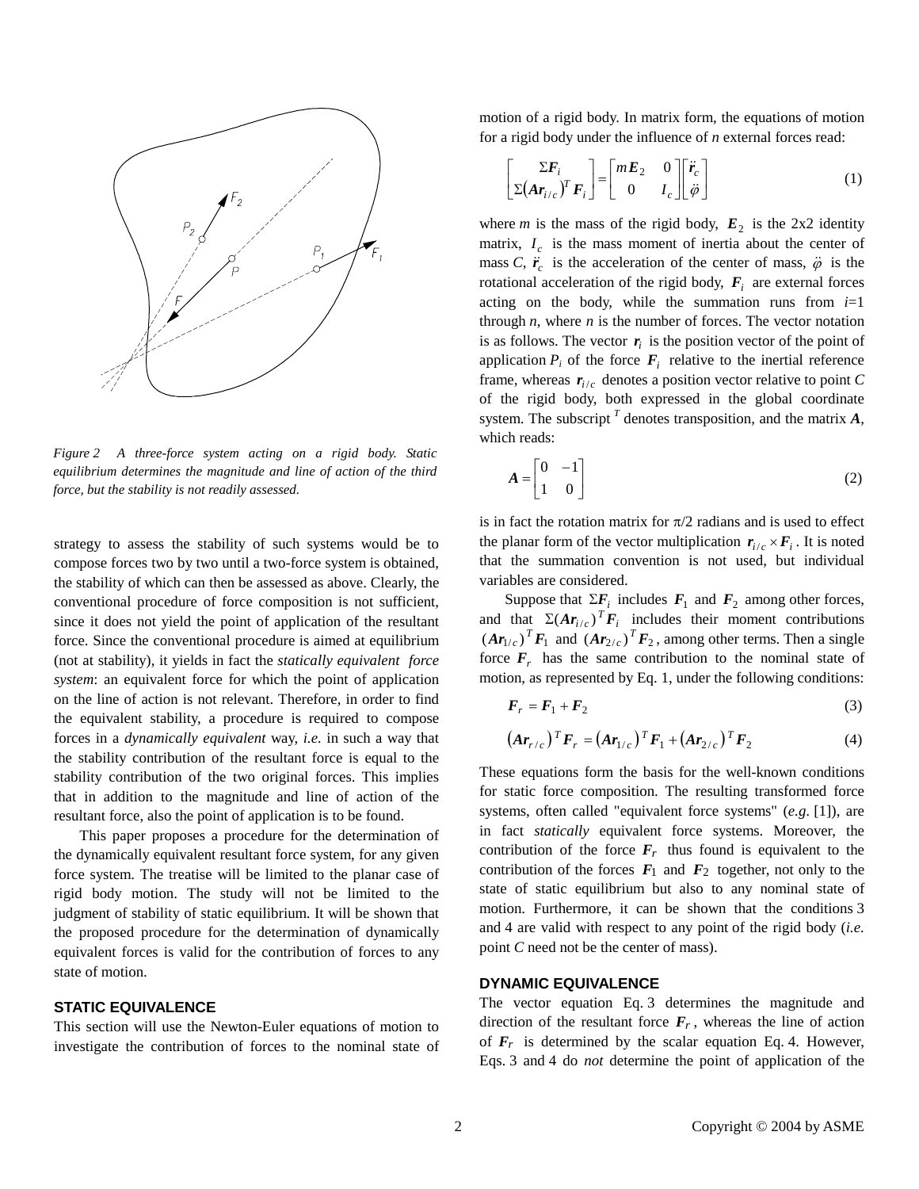*Figure 2 A three-force system acting on a rigid body. Static equilibrium determines the magnitude and line of action of the third force, but the stability is not readily assessed.*

strategy to assess the stability of such systems would be to compose forces two by two until a two-force system is obtained, the stability of which can then be assessed as above. Clearly, the conventional procedure of force composition is not sufficient, since it does not yield the point of application of the resultant force. Since the conventional procedure is aimed at equilibrium (not at stability), it yields in fact the *statically equivalent force system*: an equivalent force for which the point of application on the line of action is not relevant. Therefore, in order to find the equivalent stability, a procedure is required to compose forces in a *dynamically equivalent* way, *i.e.* in such a way that the stability contribution of the resultant force is equal to the stability contribution of the two original forces. This implies that in addition to the magnitude and line of action of the resultant force, also the point of application is to be found.

This paper proposes a procedure for the determination of the dynamically equivalent resultant force system, for any given force system. The treatise will be limited to the planar case of rigid body motion. The study will not be limited to the judgment of stability of static equilibrium. It will be shown that the proposed procedure for the determination of dynamically equivalent forces is valid for the contribution of forces to any state of motion.

## STATIC EQUIVALENCE

This section will use the Newton-Euler equations of motion to investigate the contribution of forces to the nominal state of motion of a rigid body. In matrix form, the equations of motion for a rigid body under the influence of *n* external forces read:

$$\begin{bmatrix} \Sigma \boldsymbol{F}_i \\ \Sigma\left(\boldsymbol{A}\boldsymbol{r}_{i/c}\right)^T \boldsymbol{F}_i \end{bmatrix} = \begin{bmatrix} m\boldsymbol{E}_2 & 0 \\ 0 & I_c \end{bmatrix} \begin{bmatrix} \ddot{\boldsymbol{r}}_c \\ \ddot{\varphi} \end{bmatrix} \tag{1}$$

where $m$ is the mass of the rigid body, $\boldsymbol{E}_2$ is the 2x2 identity matrix, $I_c$ is the mass moment of inertia about the center of mass $C$, $\ddot{\boldsymbol{r}}_c$ is the acceleration of the center of mass, $\ddot{\varphi}$ is the rotational acceleration of the rigid body, $\boldsymbol{F}_i$ are external forces acting on the body, while the summation runs from $i$=1 through $n$, where $n$ is the number of forces. The vector notation is as follows. The vector $\boldsymbol{r}_i$ is the position vector of the point of application $P_i$ of the force $\boldsymbol{F}_i$ relative to the inertial reference frame, whereas $\boldsymbol{r}_{i/c}$ denotes a position vector relative to point $C$ of the rigid body, both expressed in the global coordinate system. The subscript $^T$ denotes transposition, and the matrix $\boldsymbol{A}$, which reads:

$$\boldsymbol{A} = \begin{bmatrix} 0 & -1 \\ 1 & 0 \end{bmatrix} \tag{2}$$

is in fact the rotation matrix for $\pi/2$ radians and is used to effect the planar form of the vector multiplication $\boldsymbol{r}_{i/c} \times \boldsymbol{F}_i$. It is noted that the summation convention is not used, but individual variables are considered.

Suppose that $\Sigma \boldsymbol{F}_i$ includes $\boldsymbol{F}_1$ and $\boldsymbol{F}_2$ among other forces, and that $\Sigma(\boldsymbol{A}\boldsymbol{r}_{i/c})^T \boldsymbol{F}_i$ includes their moment contributions $(\boldsymbol{A}\boldsymbol{r}_{1/c})^T \boldsymbol{F}_1$ and $(\boldsymbol{A}\boldsymbol{r}_{2/c})^T \boldsymbol{F}_2$, among other terms. Then a single force $\boldsymbol{F}_r$ has the same contribution to the nominal state of motion, as represented by Eq. 1, under the following conditions:

$$\boldsymbol{F}_r = \boldsymbol{F}_1 + \boldsymbol{F}_2 \tag{3}$$

$$\left(\boldsymbol{A}\boldsymbol{r}_{r/c}\right)^T \boldsymbol{F}_r = \left(\boldsymbol{A}\boldsymbol{r}_{1/c}\right)^T \boldsymbol{F}_1 + \left(\boldsymbol{A}\boldsymbol{r}_{2/c}\right)^T \boldsymbol{F}_2 \tag{4}$$

These equations form the basis for the well-known conditions for static force composition. The resulting transformed force systems, often called "equivalent force systems" (*e.g.* [1]), are in fact *statically* equivalent force systems. Moreover, the contribution of the force $\boldsymbol{F}_r$ thus found is equivalent to the contribution of the forces $\boldsymbol{F}_1$ and $\boldsymbol{F}_2$ together, not only to the state of static equilibrium but also to any nominal state of motion. Furthermore, it can be shown that the conditions 3 and 4 are valid with respect to any point of the rigid body (*i.e.* point $C$ need not be the center of mass).

## DYNAMIC EQUIVALENCE

The vector equation Eq. 3 determines the magnitude and direction of the resultant force $\boldsymbol{F}_r$, whereas the line of action of $\boldsymbol{F}_r$ is determined by the scalar equation Eq. 4. However, Eqs. 3 and 4 do *not* determine the point of application of the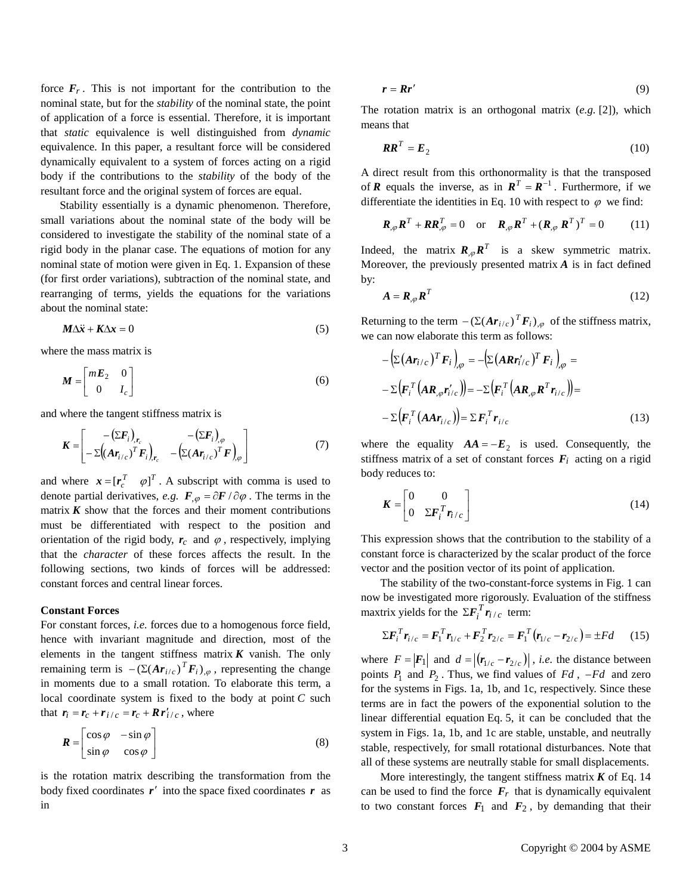force $\boldsymbol{F}_r$. This is not important for the contribution to the nominal state, but for the *stability* of the nominal state, the point of application of a force is essential. Therefore, it is important that *static* equivalence is well distinguished from *dynamic* equivalence. In this paper, a resultant force will be considered dynamically equivalent to a system of forces acting on a rigid body if the contributions to the *stability* of the body of the resultant force and the original system of forces are equal.

Stability essentially is a dynamic phenomenon. Therefore, small variations about the nominal state of the body will be considered to investigate the stability of the nominal state of a rigid body in the planar case. The equations of motion for any nominal state of motion were given in Eq. 1. Expansion of these (for first order variations), subtraction of the nominal state, and rearranging of terms, yields the equations for the variations about the nominal state:

$$\boldsymbol{M}\Delta\ddot{\boldsymbol{x}} + \boldsymbol{K}\Delta\boldsymbol{x} = 0 \tag{5}$$

where the mass matrix is

$$\boldsymbol{M} = \begin{bmatrix} m\boldsymbol{E}_2 & 0 \\ 0 & I_c \end{bmatrix} \tag{6}$$

and where the tangent stiffness matrix is

$$\boldsymbol{K} = \begin{bmatrix} -\left(\Sigma\boldsymbol{F}_i\right)_{,\boldsymbol{r}_c} & -\left(\Sigma\boldsymbol{F}_i\right)_{,\varphi} \\ -\Sigma\left((\boldsymbol{A}\boldsymbol{r}_{i/c})^T\boldsymbol{F}_i\right)_{,\boldsymbol{r}_c} & -\left(\Sigma(\boldsymbol{A}\boldsymbol{r}_{i/c})^T\boldsymbol{F}\right)_{,\varphi} \end{bmatrix} \tag{7}$$

and where $\boldsymbol{x} = [\boldsymbol{r}_c^T \quad \varphi]^T$. A subscript with comma is used to denote partial derivatives, *e.g.* $\boldsymbol{F}_{,\varphi} = \partial\boldsymbol{F}/\partial\varphi$. The terms in the matrix $\boldsymbol{K}$ show that the forces and their moment contributions must be differentiated with respect to the position and orientation of the rigid body, $\boldsymbol{r}_c$ and $\varphi$, respectively, implying that the *character* of these forces affects the result. In the following sections, two kinds of forces will be addressed: constant forces and central linear forces.

**Constant Forces**

For constant forces, *i.e.* forces due to a homogenous force field, hence with invariant magnitude and direction, most of the elements in the tangent stiffness matrix $\boldsymbol{K}$ vanish. The only remaining term is $-(\Sigma(\boldsymbol{A}\boldsymbol{r}_{i/c})^T\boldsymbol{F}_i)_{,\varphi}$, representing the change in moments due to a small rotation. To elaborate this term, a local coordinate system is fixed to the body at point $C$ such that $\boldsymbol{r}_i = \boldsymbol{r}_c + \boldsymbol{r}_{i/c} = \boldsymbol{r}_c + \boldsymbol{R}\boldsymbol{r}'_{i/c}$, where

$$\boldsymbol{R} = \begin{bmatrix} \cos\varphi & -\sin\varphi \\ \sin\varphi & \cos\varphi \end{bmatrix} \tag{8}$$

is the rotation matrix describing the transformation from the body fixed coordinates $\boldsymbol{r}'$ into the space fixed coordinates $\boldsymbol{r}$ as in

$$\boldsymbol{r} = \boldsymbol{R}\boldsymbol{r}' \tag{9}$$

The rotation matrix is an orthogonal matrix (*e.g.* [2]), which means that

$$\boldsymbol{R}\boldsymbol{R}^T = \boldsymbol{E}_2 \tag{10}$$

A direct result from this orthonormality is that the transposed of $\boldsymbol{R}$ equals the inverse, as in $\boldsymbol{R}^T = \boldsymbol{R}^{-1}$. Furthermore, if we differentiate the identities in Eq. 10 with respect to $\varphi$ we find:

$$\boldsymbol{R}_{,\varphi}\boldsymbol{R}^T + \boldsymbol{R}\boldsymbol{R}^T_{,\varphi} = 0 \quad \text{or} \quad \boldsymbol{R}_{,\varphi}\boldsymbol{R}^T + (\boldsymbol{R}_{,\varphi}\boldsymbol{R}^T)^T = 0 \tag{11}$$

Indeed, the matrix $\boldsymbol{R}_{,\varphi}\boldsymbol{R}^T$ is a skew symmetric matrix. Moreover, the previously presented matrix $\boldsymbol{A}$ is in fact defined by:

$$\boldsymbol{A} = \boldsymbol{R}_{,\varphi}\boldsymbol{R}^T \tag{12}$$

Returning to the term $-(\Sigma(\boldsymbol{A}\boldsymbol{r}_{i/c})^T\boldsymbol{F}_i)_{,\varphi}$ of the stiffness matrix, we can now elaborate this term as follows:

$$\begin{aligned} &-\left(\Sigma\left(\boldsymbol{A}\boldsymbol{r}_{i/c}\right)^T\boldsymbol{F}_i\right)_{,\varphi} = -\left(\Sigma\left(\boldsymbol{A}\boldsymbol{R}\boldsymbol{r}'_{i/c}\right)^T\boldsymbol{F}_i\right)_{,\varphi} = \\ &-\Sigma\left(\boldsymbol{F}_i^T\left(\boldsymbol{A}\boldsymbol{R}_{,\varphi}\boldsymbol{r}'_{i/c}\right)\right) = -\Sigma\left(\boldsymbol{F}_i^T\left(\boldsymbol{A}\boldsymbol{R}_{,\varphi}\boldsymbol{R}^T\boldsymbol{r}_{i/c}\right)\right) = \\ &-\Sigma\left(\boldsymbol{F}_i^T\left(\boldsymbol{A}\boldsymbol{A}\boldsymbol{r}_{i/c}\right)\right) = \Sigma\boldsymbol{F}_i^T\boldsymbol{r}_{i/c} \end{aligned} \tag{13}$$

where the equality $\boldsymbol{A}\boldsymbol{A} = -\boldsymbol{E}_2$ is used. Consequently, the stiffness matrix of a set of constant forces $\boldsymbol{F}_i$ acting on a rigid body reduces to:

$$\boldsymbol{K} = \begin{bmatrix} 0 & 0 \\ 0 & \Sigma\boldsymbol{F}_i^T\boldsymbol{r}_{i/c} \end{bmatrix} \tag{14}$$

This expression shows that the contribution to the stability of a constant force is characterized by the scalar product of the force vector and the position vector of its point of application.

The stability of the two-constant-force systems in Fig. 1 can now be investigated more rigorously. Evaluation of the stiffness maxtrix yields for the $\Sigma\boldsymbol{F}_i^T\boldsymbol{r}_{i/c}$ term:

$$\Sigma\boldsymbol{F}_i^T\boldsymbol{r}_{i/c} = \boldsymbol{F}_1^T\boldsymbol{r}_{1/c} + \boldsymbol{F}_2^T\boldsymbol{r}_{2/c} = \boldsymbol{F}_1^T\left(\boldsymbol{r}_{1/c} - \boldsymbol{r}_{2/c}\right) = \pm Fd \tag{15}$$

where $F = |\boldsymbol{F}_1|$ and $d = \left|\left(\boldsymbol{r}_{1/c} - \boldsymbol{r}_{2/c}\right)\right|$, *i.e.* the distance between points $P_1$ and $P_2$. Thus, we find values of $Fd$, $-Fd$ and zero for the systems in Figs. 1a, 1b, and 1c, respectively. Since these terms are in fact the powers of the exponential solution to the linear differential equation Eq. 5, it can be concluded that the system in Figs. 1a, 1b, and 1c are stable, unstable, and neutrally stable, respectively, for small rotational disturbances. Note that all of these systems are neutrally stable for small displacements.

More interestingly, the tangent stiffness matrix $\boldsymbol{K}$ of Eq. 14 can be used to find the force $\boldsymbol{F}_r$ that is dynamically equivalent to two constant forces $\boldsymbol{F}_1$ and $\boldsymbol{F}_2$, by demanding that their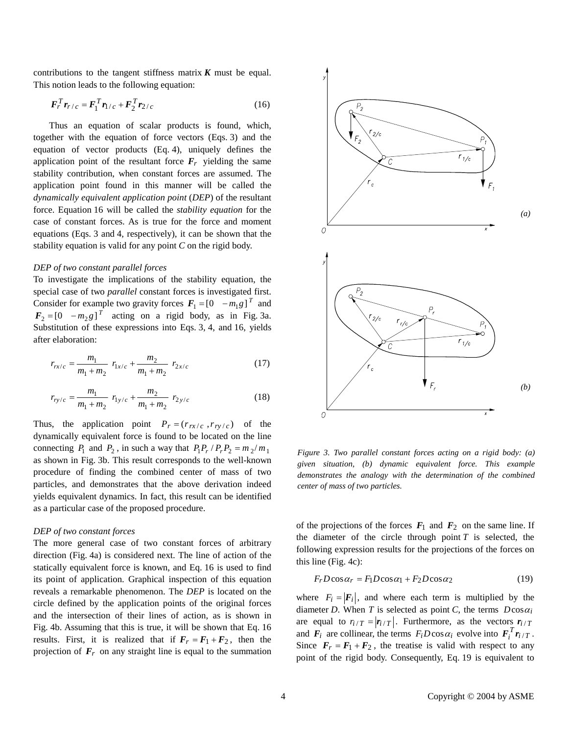contributions to the tangent stiffness matrix $\boldsymbol{K}$ must be equal. This notion leads to the following equation:

$$\boldsymbol{F}_r^T \boldsymbol{r}_{r/c} = \boldsymbol{F}_1^T \boldsymbol{r}_{1/c} + \boldsymbol{F}_2^T \boldsymbol{r}_{2/c} \tag{16}$$

Thus an equation of scalar products is found, which, together with the equation of force vectors (Eqs. 3) and the equation of vector products (Eq. 4), uniquely defines the application point of the resultant force $\boldsymbol{F}_r$ yielding the same stability contribution, when constant forces are assumed. The application point found in this manner will be called the *dynamically equivalent application point* (*DEP*) of the resultant force. Equation 16 will be called the *stability equation* for the case of constant forces. As is true for the force and moment equations (Eqs. 3 and 4, respectively), it can be shown that the stability equation is valid for any point $C$ on the rigid body.

*DEP of two constant parallel forces*

To investigate the implications of the stability equation, the special case of two *parallel* constant forces is investigated first. Consider for example two gravity forces $\boldsymbol{F}_1 = [0 \quad -m_1 g]^T$ and $\boldsymbol{F}_2 = [0 \quad -m_2 g]^T$ acting on a rigid body, as in Fig. 3a. Substitution of these expressions into Eqs. 3, 4, and 16, yields after elaboration:

$$r_{rx/c} = \frac{m_1}{m_1 + m_2}\ r_{1x/c} + \frac{m_2}{m_1 + m_2}\ r_{2x/c} \tag{17}$$

$$r_{ry/c} = \frac{m_1}{m_1 + m_2}\ r_{1y/c} + \frac{m_2}{m_1 + m_2}\ r_{2y/c} \tag{18}$$

Thus, the application point $P_r = (r_{rx/c}, r_{ry/c})$ of the dynamically equivalent force is found to be located on the line connecting $P_1$ and $P_2$, in such a way that $P_1P_r / P_rP_2 = m_2 / m_1$ as shown in Fig. 3b. This result corresponds to the well-known procedure of finding the combined center of mass of two particles, and demonstrates that the above derivation indeed yields equivalent dynamics. In fact, this result can be identified as a particular case of the proposed procedure.

*Figure 3. Two parallel constant forces acting on a rigid body: (a) given situation, (b) dynamic equivalent force. This example demonstrates the analogy with the determination of the combined center of mass of two particles.*

*DEP of two constant forces*

The more general case of two constant forces of arbitrary direction (Fig. 4a) is considered next. The line of action of the statically equivalent force is known, and Eq. 16 is used to find its point of application. Graphical inspection of this equation reveals a remarkable phenomenon. The *DEP* is located on the circle defined by the application points of the original forces and the intersection of their lines of action, as is shown in Fig. 4b. Assuming that this is true, it will be shown that Eq. 16 results. First, it is realized that if $\boldsymbol{F}_r = \boldsymbol{F}_1 + \boldsymbol{F}_2$, then the projection of $\boldsymbol{F}_r$ on any straight line is equal to the summation of the projections of the forces $\boldsymbol{F}_1$ and $\boldsymbol{F}_2$ on the same line. If the diameter of the circle through point $T$ is selected, the following expression results for the projections of the forces on this line (Fig. 4c):

$$F_r D \cos\alpha_r = F_1 D \cos\alpha_1 + F_2 D \cos\alpha_2 \tag{19}$$

where $F_i = |\boldsymbol{F}_i|$, and where each term is multiplied by the diameter $D$. When $T$ is selected as point $C$, the terms $D\cos\alpha_i$ are equal to $r_{i/T} = |\boldsymbol{r}_{i/T}|$. Furthermore, as the vectors $\boldsymbol{r}_{i/T}$ and $\boldsymbol{F}_i$ are collinear, the terms $F_i D \cos\alpha_i$ evolve into $\boldsymbol{F}_i^T \boldsymbol{r}_{i/T}$. Since $\boldsymbol{F}_r = \boldsymbol{F}_1 + \boldsymbol{F}_2$, the treatise is valid with respect to any point of the rigid body. Consequently, Eq. 19 is equivalent to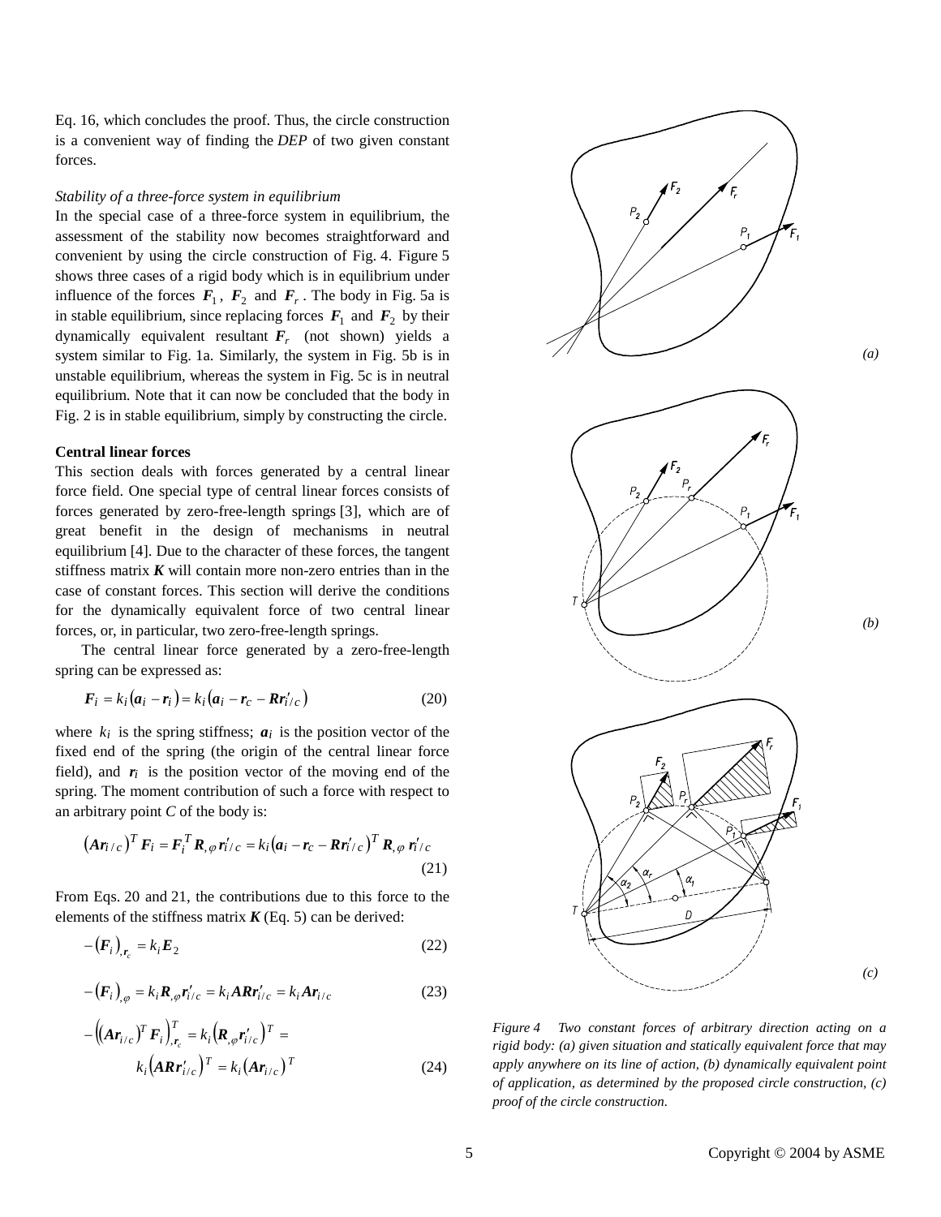Eq. 16, which concludes the proof. Thus, the circle construction is a convenient way of finding the *DEP* of two given constant forces.

*Stability of a three-force system in equilibrium*

In the special case of a three-force system in equilibrium, the assessment of the stability now becomes straightforward and convenient by using the circle construction of Fig. 4. Figure 5 shows three cases of a rigid body which is in equilibrium under influence of the forces $\boldsymbol{F}_1$, $\boldsymbol{F}_2$ and $\boldsymbol{F}_r$. The body in Fig. 5a is in stable equilibrium, since replacing forces $\boldsymbol{F}_1$ and $\boldsymbol{F}_2$ by their dynamically equivalent resultant $\boldsymbol{F}_r$ (not shown) yields a system similar to Fig. 1a. Similarly, the system in Fig. 5b is in unstable equilibrium, whereas the system in Fig. 5c is in neutral equilibrium. Note that it can now be concluded that the body in Fig. 2 is in stable equilibrium, simply by constructing the circle.

**Central linear forces**

This section deals with forces generated by a central linear force field. One special type of central linear forces consists of forces generated by zero-free-length springs [3], which are of great benefit in the design of mechanisms in neutral equilibrium [4]. Due to the character of these forces, the tangent stiffness matrix $\boldsymbol{K}$ will contain more non-zero entries than in the case of constant forces. This section will derive the conditions for the dynamically equivalent force of two central linear forces, or, in particular, two zero-free-length springs.

The central linear force generated by a zero-free-length spring can be expressed as:

$$\boldsymbol{F}_i = k_i(\boldsymbol{a}_i - \boldsymbol{r}_i) = k_i(\boldsymbol{a}_i - \boldsymbol{r}_c - \boldsymbol{R}\boldsymbol{r}'_{i/c}) \tag{20}$$

where $k_i$ is the spring stiffness; $\boldsymbol{a}_i$ is the position vector of the fixed end of the spring (the origin of the central linear force field), and $\boldsymbol{r}_i$ is the position vector of the moving end of the spring. The moment contribution of such a force with respect to an arbitrary point $C$ of the body is:

$$(\boldsymbol{A}\boldsymbol{r}_{i/c})^T \boldsymbol{F}_i = \boldsymbol{F}_i^T \boldsymbol{R}_{,\varphi}\boldsymbol{r}'_{i/c} = k_i(\boldsymbol{a}_i - \boldsymbol{r}_c - \boldsymbol{R}\boldsymbol{r}'_{i/c})^T \boldsymbol{R}_{,\varphi}\,\boldsymbol{r}'_{i/c} \tag{21}$$

From Eqs. 20 and 21, the contributions due to this force to the elements of the stiffness matrix $\boldsymbol{K}$ (Eq. 5) can be derived:

$$-(\boldsymbol{F}_i)_{,\boldsymbol{r}_c} = k_i\boldsymbol{E}_2 \tag{22}$$

$$-(\boldsymbol{F}_i)_{,\varphi} = k_i\boldsymbol{R}_{,\varphi}\boldsymbol{r}'_{i/c} = k_i\boldsymbol{A}\boldsymbol{R}\boldsymbol{r}'_{i/c} = k_i\boldsymbol{A}\boldsymbol{r}_{i/c} \tag{23}$$

$$-\left((\boldsymbol{A}\boldsymbol{r}_{i/c})^T\boldsymbol{F}_i\right)^T_{,\boldsymbol{r}_c} = k_i\left(\boldsymbol{R}_{,\varphi}\boldsymbol{r}'_{i/c}\right)^T = k_i\left(\boldsymbol{A}\boldsymbol{R}\boldsymbol{r}'_{i/c}\right)^T = k_i\left(\boldsymbol{A}\boldsymbol{r}_{i/c}\right)^T \tag{24}$$

*Figure 4 Two constant forces of arbitrary direction acting on a rigid body: (a) given situation and statically equivalent force that may apply anywhere on its line of action, (b) dynamically equivalent point of application, as determined by the proposed circle construction, (c) proof of the circle construction.*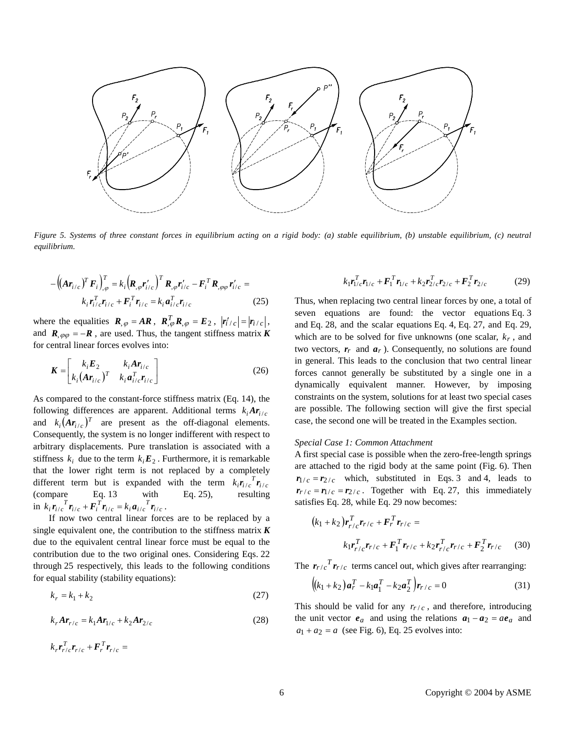Figure 5. Systems of three constant forces in equilibrium acting on a rigid body: (a) stable equilibrium, (b) unstable equilibrium, (c) neutral equilibrium.

$$-\left(\left(\boldsymbol{A}\boldsymbol{r}_{i/c}\right)^T \boldsymbol{F}_i\right)^T_{,\varphi} = k_i\left(\boldsymbol{R}_{,\varphi}\boldsymbol{r}'_{i/c}\right)^T \boldsymbol{R}_{,\varphi}\boldsymbol{r}'_{i/c} - \boldsymbol{F}_i^T \boldsymbol{R}_{,\varphi\varphi}\boldsymbol{r}'_{i/c} =$$
$$k_i \boldsymbol{r}^T_{i/c}\boldsymbol{r}_{i/c} + \boldsymbol{F}_i^T \boldsymbol{r}_{i/c} = k_i \boldsymbol{a}^T_{i/c}\boldsymbol{r}_{i/c} \tag{25}$$

where the equalities $\boldsymbol{R}_{,\varphi} = \boldsymbol{A}\boldsymbol{R}$, $\boldsymbol{R}^T_{,\varphi}\boldsymbol{R}_{,\varphi} = \boldsymbol{E}_2$, $\left|\boldsymbol{r}'_{i/c}\right| = \left|\boldsymbol{r}_{i/c}\right|$, and $\boldsymbol{R}_{,\varphi\varphi} = -\boldsymbol{R}$, are used. Thus, the tangent stiffness matrix $\boldsymbol{K}$ for central linear forces evolves into:

$$\boldsymbol{K} = \begin{bmatrix} k_i \boldsymbol{E}_2 & k_i \boldsymbol{A}\boldsymbol{r}_{i/c} \\ k_i\left(\boldsymbol{A}\boldsymbol{r}_{i/c}\right)^T & k_i \boldsymbol{a}^T_{i/c}\boldsymbol{r}_{i/c} \end{bmatrix} \tag{26}$$

As compared to the constant-force stiffness matrix (Eq. 14), the following differences are apparent. Additional terms $k_i\boldsymbol{A}\boldsymbol{r}_{i/c}$ and $k_i\left(\boldsymbol{A}\boldsymbol{r}_{i/c}\right)^T$ are present as the off-diagonal elements. Consequently, the system is no longer indifferent with respect to arbitrary displacements. Pure translation is associated with a stiffness $k_i$ due to the term $k_i\boldsymbol{E}_2$. Furthermore, it is remarkable that the lower right term is not replaced by a completely different term but is expanded with the term $k_i \boldsymbol{r}_{i/c}{}^T \boldsymbol{r}_{i/c}$ (compare Eq. 13 with Eq. 25), resulting in $k_i \boldsymbol{r}_{i/c}{}^T \boldsymbol{r}_{i/c} + \boldsymbol{F}_i^T \boldsymbol{r}_{i/c} = k_i \boldsymbol{a}_{i/c}{}^T \boldsymbol{r}_{i/c}$.

If now two central linear forces are to be replaced by a single equivalent one, the contribution to the stiffness matrix $\boldsymbol{K}$ due to the equivalent central linear force must be equal to the contribution due to the two original ones. Considering Eqs. 22 through 25 respectively, this leads to the following conditions for equal stability (stability equations):

$$k_r = k_1 + k_2 \tag{27}$$

$$k_r \boldsymbol{A}\boldsymbol{r}_{r/c} = k_1 \boldsymbol{A}\boldsymbol{r}_{1/c} + k_2 \boldsymbol{A}\boldsymbol{r}_{2/c} \tag{28}$$

$$k_r \boldsymbol{r}^T_{r/c}\boldsymbol{r}_{r/c} + \boldsymbol{F}_r^T \boldsymbol{r}_{r/c} =$$
$$k_1 \boldsymbol{r}^T_{1/c}\boldsymbol{r}_{1/c} + \boldsymbol{F}_1^T \boldsymbol{r}_{1/c} + k_2 \boldsymbol{r}^T_{2/c}\boldsymbol{r}_{2/c} + \boldsymbol{F}_2^T \boldsymbol{r}_{2/c} \tag{29}$$

Thus, when replacing two central linear forces by one, a total of seven equations are found: the vector equations Eq. 3 and Eq. 28, and the scalar equations Eq. 4, Eq. 27, and Eq. 29, which are to be solved for five unknowns (one scalar, $k_r$, and two vectors, $\boldsymbol{r}_r$ and $\boldsymbol{a}_r$). Consequently, no solutions are found in general. This leads to the conclusion that two central linear forces cannot generally be substituted by a single one in a dynamically equivalent manner. However, by imposing constraints on the system, solutions for at least two special cases are possible. The following section will give the first special case, the second one will be treated in the Examples section.

*Special Case 1: Common Attachment*

A first special case is possible when the zero-free-length springs are attached to the rigid body at the same point (Fig. 6). Then $\boldsymbol{r}_{1/c} = \boldsymbol{r}_{2/c}$ which, substituted in Eqs. 3 and 4, leads to $\boldsymbol{r}_{r/c} = \boldsymbol{r}_{1/c} = \boldsymbol{r}_{2/c}$. Together with Eq. 27, this immediately satisfies Eq. 28, while Eq. 29 now becomes:

$$\left(k_1 + k_2\right)\boldsymbol{r}^T_{r/c}\boldsymbol{r}_{r/c} + \boldsymbol{F}_r^T \boldsymbol{r}_{r/c} =$$
$$k_1 \boldsymbol{r}^T_{r/c}\boldsymbol{r}_{r/c} + \boldsymbol{F}_1^T \boldsymbol{r}_{r/c} + k_2 \boldsymbol{r}^T_{r/c}\boldsymbol{r}_{r/c} + \boldsymbol{F}_2^T \boldsymbol{r}_{r/c} \tag{30}$$

The $\boldsymbol{r}_{r/c}{}^T \boldsymbol{r}_{r/c}$ terms cancel out, which gives after rearranging:

$$\left(\left(k_1 + k_2\right)\boldsymbol{a}_r^T - k_1\boldsymbol{a}_1^T - k_2\boldsymbol{a}_2^T\right)\boldsymbol{r}_{r/c} = 0 \tag{31}$$

This should be valid for any $r_{r/c}$, and therefore, introducing the unit vector $\boldsymbol{e}_a$ and using the relations $\boldsymbol{a}_1 - \boldsymbol{a}_2 = a\boldsymbol{e}_a$ and $a_1 + a_2 = a$ (see Fig. 6), Eq. 25 evolves into: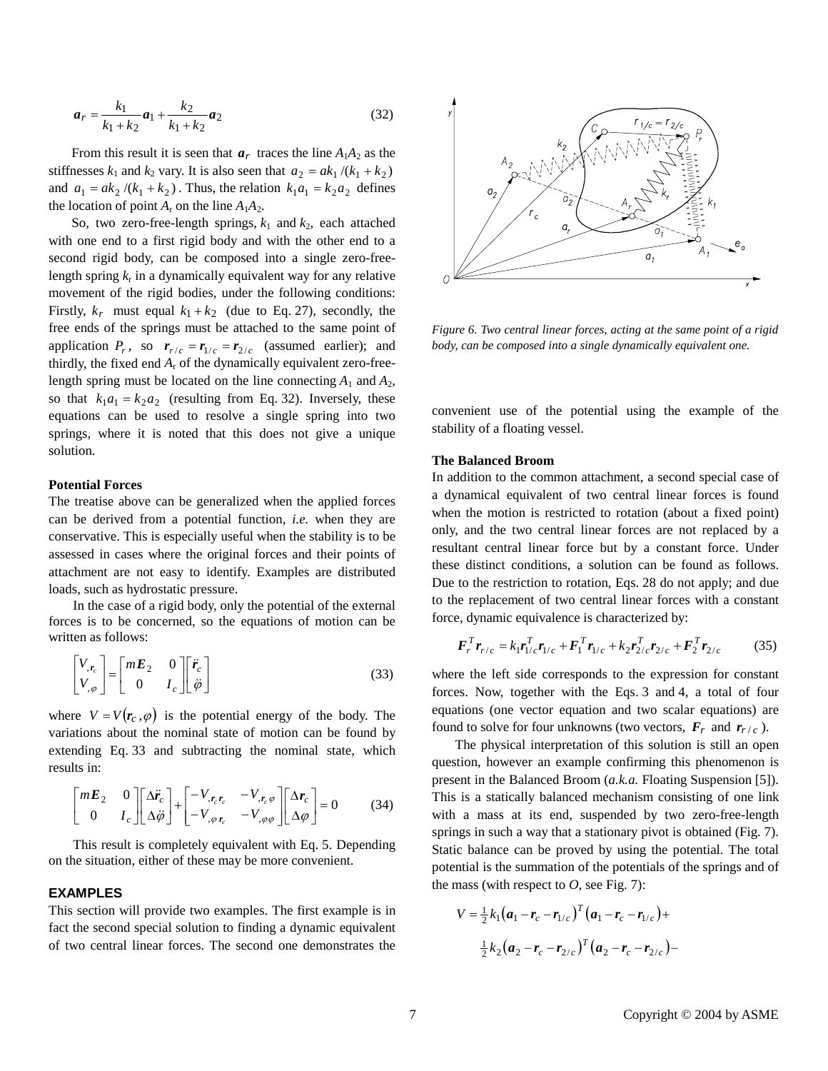$$\boldsymbol{a}_r = \frac{k_1}{k_1 + k_2}\boldsymbol{a}_1 + \frac{k_2}{k_1 + k_2}\boldsymbol{a}_2 \tag{32}$$

From this result it is seen that $\boldsymbol{a}_r$ traces the line $A_1A_2$ as the stiffnesses $k_1$ and $k_2$ vary. It is also seen that $a_2 = ak_1/(k_1 + k_2)$ and $a_1 = ak_2/(k_1 + k_2)$. Thus, the relation $k_1a_1 = k_2a_2$ defines the location of point $A_r$ on the line $A_1A_2$.

So, two zero-free-length springs, $k_1$ and $k_2$, each attached with one end to a first rigid body and with the other end to a second rigid body, can be composed into a single zero-free-length spring $k_r$ in a dynamically equivalent way for any relative movement of the rigid bodies, under the following conditions: Firstly, $k_r$ must equal $k_1 + k_2$ (due to Eq. 27), secondly, the free ends of the springs must be attached to the same point of application $P_r$, so $\boldsymbol{r}_{r/c} = \boldsymbol{r}_{1/c} = \boldsymbol{r}_{2/c}$ (assumed earlier); and thirdly, the fixed end $A_r$ of the dynamically equivalent zero-free-length spring must be located on the line connecting $A_1$ and $A_2$, so that $k_1a_1 = k_2a_2$ (resulting from Eq. 32). Inversely, these equations can be used to resolve a single spring into two springs, where it is noted that this does not give a unique solution.

*Figure 6. Two central linear forces, acting at the same point of a rigid body, can be composed into a single dynamically equivalent one.*

**Potential Forces**

The treatise above can be generalized when the applied forces can be derived from a potential function, *i.e.* when they are conservative. This is especially useful when the stability is to be assessed in cases where the original forces and their points of attachment are not easy to identify. Examples are distributed loads, such as hydrostatic pressure.

In the case of a rigid body, only the potential of the external forces is to be concerned, so the equations of motion can be written as follows:

$$\begin{bmatrix} V_{,\boldsymbol{r}_c} \\ V_{,\varphi} \end{bmatrix} = \begin{bmatrix} m\boldsymbol{E}_2 & 0 \\ 0 & I_c \end{bmatrix} \begin{bmatrix} \ddot{\boldsymbol{r}}_c \\ \ddot{\varphi} \end{bmatrix} \tag{33}$$

where $V = V(\boldsymbol{r}_c, \varphi)$ is the potential energy of the body. The variations about the nominal state of motion can be found by extending Eq. 33 and subtracting the nominal state, which results in:

$$\begin{bmatrix} m\boldsymbol{E}_2 & 0 \\ 0 & I_c \end{bmatrix} \begin{bmatrix} \Delta\ddot{\boldsymbol{r}}_c \\ \Delta\ddot{\varphi} \end{bmatrix} + \begin{bmatrix} -V_{,\boldsymbol{r}_c\boldsymbol{r}_c} & -V_{,\boldsymbol{r}_c\varphi} \\ -V_{,\varphi\boldsymbol{r}_c} & -V_{,\varphi\varphi} \end{bmatrix} \begin{bmatrix} \Delta\boldsymbol{r}_c \\ \Delta\varphi \end{bmatrix} = 0 \tag{34}$$

This result is completely equivalent with Eq. 5. Depending on the situation, either of these may be more convenient.

## EXAMPLES

This section will provide two examples. The first example is in fact the second special solution to finding a dynamic equivalent of two central linear forces. The second one demonstrates the convenient use of the potential using the example of the stability of a floating vessel.

**The Balanced Broom**

In addition to the common attachment, a second special case of a dynamical equivalent of two central linear forces is found when the motion is restricted to rotation (about a fixed point) only, and the two central linear forces are not replaced by a resultant central linear force but by a constant force. Under these distinct conditions, a solution can be found as follows. Due to the restriction to rotation, Eqs. 28 do not apply; and due to the replacement of two central linear forces with a constant force, dynamic equivalence is characterized by:

$$\boldsymbol{F}_r^T\boldsymbol{r}_{r/c} = k_1\boldsymbol{r}_{1/c}^T\boldsymbol{r}_{1/c} + \boldsymbol{F}_1^T\boldsymbol{r}_{1/c} + k_2\boldsymbol{r}_{2/c}^T\boldsymbol{r}_{2/c} + \boldsymbol{F}_2^T\boldsymbol{r}_{2/c} \tag{35}$$

where the left side corresponds to the expression for constant forces. Now, together with the Eqs. 3 and 4, a total of four equations (one vector equation and two scalar equations) are found to solve for four unknowns (two vectors, $\boldsymbol{F}_r$ and $\boldsymbol{r}_{r/c}$).

The physical interpretation of this solution is still an open question, however an example confirming this phenomenon is present in the Balanced Broom (*a.k.a.* Floating Suspension [5]). This is a statically balanced mechanism consisting of one link with a mass at its end, suspended by two zero-free-length springs in such a way that a stationary pivot is obtained (Fig. 7). Static balance can be proved by using the potential. The total potential is the summation of the potentials of the springs and of the mass (with respect to $O$, see Fig. 7):

$$V = \tfrac{1}{2}k_1\left(\boldsymbol{a}_1 - \boldsymbol{r}_c - \boldsymbol{r}_{1/c}\right)^T\left(\boldsymbol{a}_1 - \boldsymbol{r}_c - \boldsymbol{r}_{1/c}\right) +$$

$$\tfrac{1}{2}k_2\left(\boldsymbol{a}_2 - \boldsymbol{r}_c - \boldsymbol{r}_{2/c}\right)^T\left(\boldsymbol{a}_2 - \boldsymbol{r}_c - \boldsymbol{r}_{2/c}\right) -$$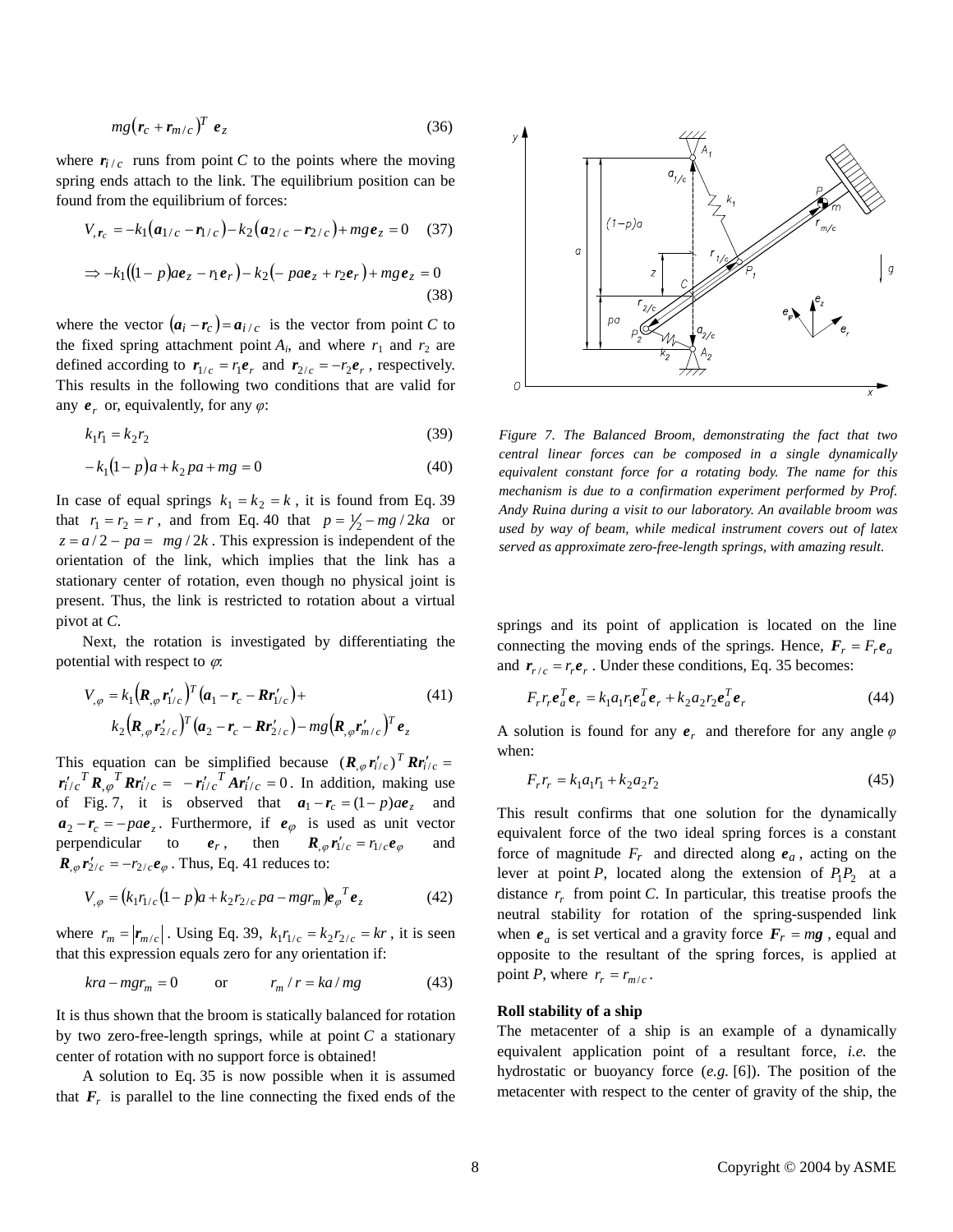$$mg(\boldsymbol{r}_c + \boldsymbol{r}_{m/c})^T \boldsymbol{e}_z \tag{36}$$

where $\boldsymbol{r}_{i/c}$ runs from point $C$ to the points where the moving spring ends attach to the link. The equilibrium position can be found from the equilibrium of forces:

$$V_{,\boldsymbol{r}_c} = -k_1(\boldsymbol{a}_{1/c} - \boldsymbol{r}_{1/c}) - k_2(\boldsymbol{a}_{2/c} - \boldsymbol{r}_{2/c}) + mg\boldsymbol{e}_z = 0 \tag{37}$$

$$\Rightarrow -k_1((1-p)a\boldsymbol{e}_z - r_1\boldsymbol{e}_r) - k_2(-pa\boldsymbol{e}_z + r_2\boldsymbol{e}_r) + mg\boldsymbol{e}_z = 0 \tag{38}$$

where the vector $(\boldsymbol{a}_i - \boldsymbol{r}_c) = \boldsymbol{a}_{i/c}$ is the vector from point $C$ to the fixed spring attachment point $A_i$, and where $r_1$ and $r_2$ are defined according to $\boldsymbol{r}_{1/c} = r_1\boldsymbol{e}_r$ and $\boldsymbol{r}_{2/c} = -r_2\boldsymbol{e}_r$, respectively. This results in the following two conditions that are valid for any $\boldsymbol{e}_r$ or, equivalently, for any $\varphi$:

$$k_1 r_1 = k_2 r_2 \tag{39}$$

$$-k_1(1-p)a + k_2 pa + mg = 0 \tag{40}$$

In case of equal springs $k_1 = k_2 = k$, it is found from Eq. 39 that $r_1 = r_2 = r$, and from Eq. 40 that $p = \frac{1}{2} - mg/2ka$ or $z = a/2 - pa = mg/2k$. This expression is independent of the orientation of the link, which implies that the link has a stationary center of rotation, even though no physical joint is present. Thus, the link is restricted to rotation about a virtual pivot at $C$.

Next, the rotation is investigated by differentiating the potential with respect to $\varphi$:

$$V_{,\varphi} = k_1(\boldsymbol{R}_{,\varphi}\boldsymbol{r}'_{1/c})^T(\boldsymbol{a}_1 - \boldsymbol{r}_c - \boldsymbol{R}\boldsymbol{r}'_{1/c}) + k_2(\boldsymbol{R}_{,\varphi}\boldsymbol{r}'_{2/c})^T(\boldsymbol{a}_2 - \boldsymbol{r}_c - \boldsymbol{R}\boldsymbol{r}'_{2/c}) - mg(\boldsymbol{R}_{,\varphi}\boldsymbol{r}'_{m/c})^T\boldsymbol{e}_z \tag{41}$$

This equation can be simplified because $(\boldsymbol{R}_{,\varphi}\boldsymbol{r}'_{i/c})^T\boldsymbol{R}\boldsymbol{r}'_{i/c} = \boldsymbol{r}'^T_{i/c}\boldsymbol{R}^T_{,\varphi}\boldsymbol{R}\boldsymbol{r}'_{i/c} = -\boldsymbol{r}'^T_{i/c}\boldsymbol{A}\boldsymbol{r}'_{i/c} = 0$. In addition, making use of Fig. 7, it is observed that $\boldsymbol{a}_1 - \boldsymbol{r}_c = (1-p)a\boldsymbol{e}_z$ and $\boldsymbol{a}_2 - \boldsymbol{r}_c = -pa\boldsymbol{e}_z$. Furthermore, if $\boldsymbol{e}_\varphi$ is used as unit vector perpendicular to $\boldsymbol{e}_r$, then $\boldsymbol{R}_{,\varphi}\boldsymbol{r}'_{1/c} = r_{1/c}\boldsymbol{e}_\varphi$ and $\boldsymbol{R}_{,\varphi}\boldsymbol{r}'_{2/c} = -r_{2/c}\boldsymbol{e}_\varphi$. Thus, Eq. 41 reduces to:

$$V_{,\varphi} = (k_1 r_{1/c}(1-p)a + k_2 r_{2/c}pa - mgr_m)\boldsymbol{e}_\varphi^T\boldsymbol{e}_z \tag{42}$$

where $r_m = |\boldsymbol{r}_{m/c}|$. Using Eq. 39, $k_1 r_{1/c} = k_2 r_{2/c} = kr$, it is seen that this expression equals zero for any orientation if:

$$kra - mgr_m = 0 \qquad \text{or} \qquad r_m / r = ka/mg \tag{43}$$

It is thus shown that the broom is statically balanced for rotation by two zero-free-length springs, while at point $C$ a stationary center of rotation with no support force is obtained!

A solution to Eq. 35 is now possible when it is assumed that $\boldsymbol{F}_r$ is parallel to the line connecting the fixed ends of the springs and its point of application is located on the line connecting the moving ends of the springs. Hence, $\boldsymbol{F}_r = F_r\boldsymbol{e}_a$ and $\boldsymbol{r}_{r/c} = r_r\boldsymbol{e}_r$. Under these conditions, Eq. 35 becomes:

*Figure 7. The Balanced Broom, demonstrating the fact that two central linear forces can be composed in a single dynamically equivalent constant force for a rotating body. The name for this mechanism is due to a confirmation experiment performed by Prof. Andy Ruina during a visit to our laboratory. An available broom was used by way of beam, while medical instrument covers out of latex served as approximate zero-free-length springs, with amazing result.*

$$F_r r_r \boldsymbol{e}_a^T\boldsymbol{e}_r = k_1 a_1 r_1 \boldsymbol{e}_a^T\boldsymbol{e}_r + k_2 a_2 r_2 \boldsymbol{e}_a^T\boldsymbol{e}_r \tag{44}$$

A solution is found for any $\boldsymbol{e}_r$ and therefore for any angle $\varphi$ when:

$$F_r r_r = k_1 a_1 r_1 + k_2 a_2 r_2 \tag{45}$$

This result confirms that one solution for the dynamically equivalent force of the two ideal spring forces is a constant force of magnitude $F_r$ and directed along $\boldsymbol{e}_a$, acting on the lever at point $P$, located along the extension of $P_1P_2$ at a distance $r_r$ from point $C$. In particular, this treatise proofs the neutral stability for rotation of the spring-suspended link when $\boldsymbol{e}_a$ is set vertical and a gravity force $\boldsymbol{F}_r = m\boldsymbol{g}$, equal and opposite to the resultant of the spring forces, is applied at point $P$, where $r_r = r_{m/c}$.

**Roll stability of a ship**

The metacenter of a ship is an example of a dynamically equivalent application point of a resultant force, *i.e.* the hydrostatic or buoyancy force (*e.g.* [6]). The position of the metacenter with respect to the center of gravity of the ship, the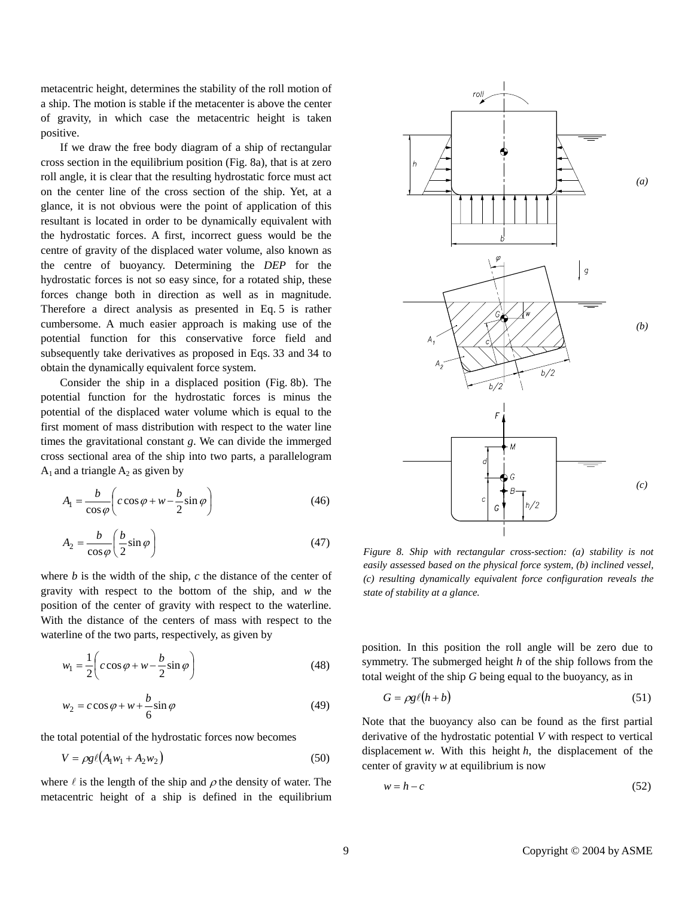metacentric height, determines the stability of the roll motion of a ship. The motion is stable if the metacenter is above the center of gravity, in which case the metacentric height is taken positive.

If we draw the free body diagram of a ship of rectangular cross section in the equilibrium position (Fig. 8a), that is at zero roll angle, it is clear that the resulting hydrostatic force must act on the center line of the cross section of the ship. Yet, at a glance, it is not obvious were the point of application of this resultant is located in order to be dynamically equivalent with the hydrostatic forces. A first, incorrect guess would be the centre of gravity of the displaced water volume, also known as the centre of buoyancy. Determining the *DEP* for the hydrostatic forces is not so easy since, for a rotated ship, these forces change both in direction as well as in magnitude. Therefore a direct analysis as presented in Eq. 5 is rather cumbersome. A much easier approach is making use of the potential function for this conservative force field and subsequently take derivatives as proposed in Eqs. 33 and 34 to obtain the dynamically equivalent force system.

Consider the ship in a displaced position (Fig. 8b). The potential function for the hydrostatic forces is minus the potential of the displaced water volume which is equal to the first moment of mass distribution with respect to the water line times the gravitational constant $g$. We can divide the immerged cross sectional area of the ship into two parts, a parallelogram $A_1$ and a triangle $A_2$ as given by

$$A_1 = \frac{b}{\cos\varphi}\left(c\cos\varphi + w - \frac{b}{2}\sin\varphi\right) \tag{46}$$

$$A_2 = \frac{b}{\cos\varphi}\left(\frac{b}{2}\sin\varphi\right) \tag{47}$$

where $b$ is the width of the ship, $c$ the distance of the center of gravity with respect to the bottom of the ship, and $w$ the position of the center of gravity with respect to the waterline. With the distance of the centers of mass with respect to the waterline of the two parts, respectively, as given by

$$w_1 = \frac{1}{2}\left(c\cos\varphi + w - \frac{b}{2}\sin\varphi\right) \tag{48}$$

$$w_2 = c\cos\varphi + w + \frac{b}{6}\sin\varphi \tag{49}$$

the total potential of the hydrostatic forces now becomes

$$V = \rho g \ell \left(A_1 w_1 + A_2 w_2\right) \tag{50}$$

where $\ell$ is the length of the ship and $\rho$ the density of water. The metacentric height of a ship is defined in the equilibrium position. In this position the roll angle will be zero due to symmetry. The submerged height $h$ of the ship follows from the total weight of the ship $G$ being equal to the buoyancy, as in

$$G = \rho g \ell (h + b) \tag{51}$$

Note that the buoyancy also can be found as the first partial derivative of the hydrostatic potential $V$ with respect to vertical displacement $w$. With this height $h$, the displacement of the center of gravity $w$ at equilibrium is now

$$w = h - c \tag{52}$$

*Figure 8. Ship with rectangular cross-section: (a) stability is not easily assessed based on the physical force system, (b) inclined vessel, (c) resulting dynamically equivalent force configuration reveals the state of stability at a glance.*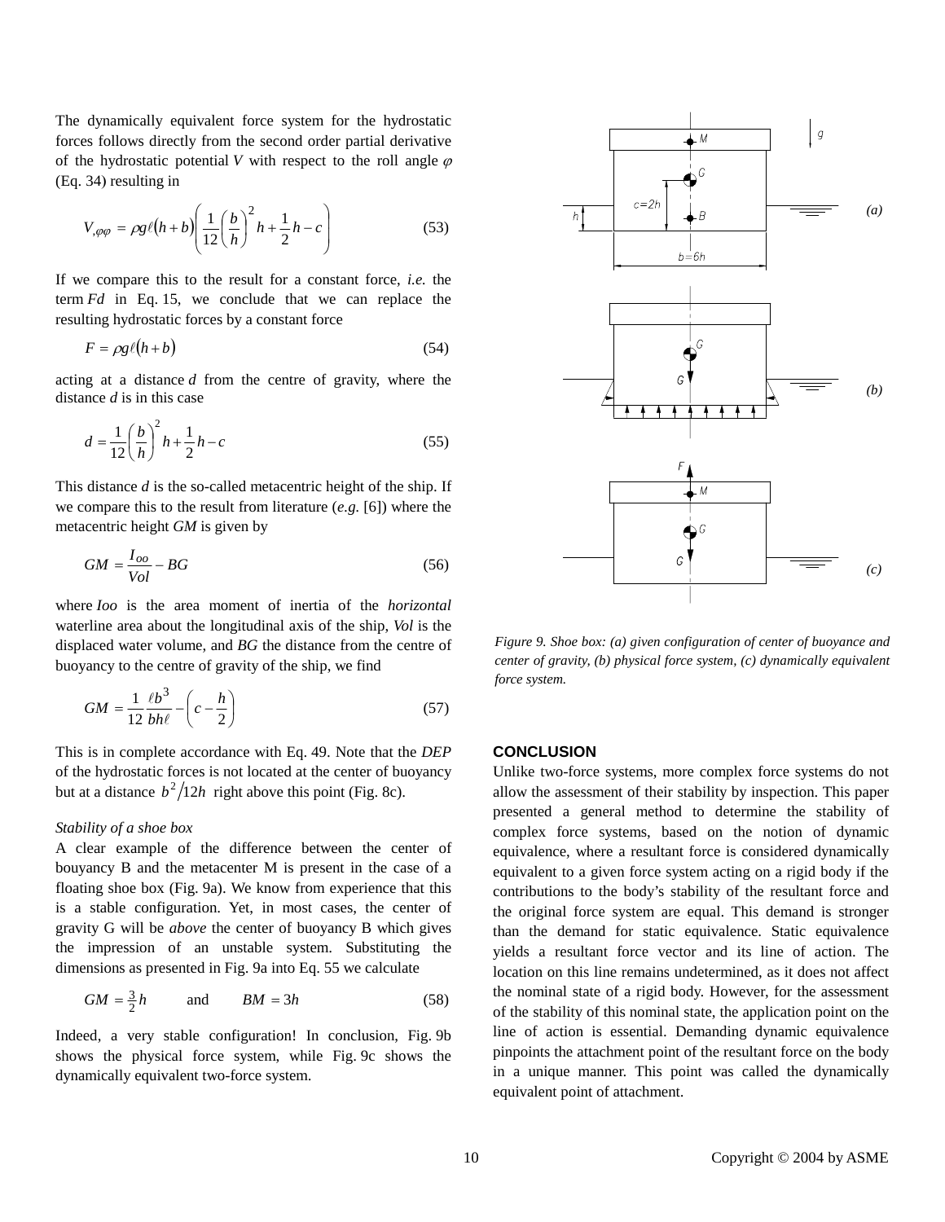The dynamically equivalent force system for the hydrostatic forces follows directly from the second order partial derivative of the hydrostatic potential $V$ with respect to the roll angle $\varphi$ (Eq. 34) resulting in

$$V_{,\varphi\varphi} = \rho g \ell (h+b) \left( \frac{1}{12} \left( \frac{b}{h} \right)^2 h + \frac{1}{2} h - c \right) \tag{53}$$

If we compare this to the result for a constant force, *i.e.* the term $Fd$ in Eq. 15, we conclude that we can replace the resulting hydrostatic forces by a constant force

$$F = \rho g \ell (h+b) \tag{54}$$

acting at a distance $d$ from the centre of gravity, where the distance $d$ is in this case

$$d = \frac{1}{12} \left( \frac{b}{h} \right)^2 h + \frac{1}{2} h - c \tag{55}$$

This distance $d$ is the so-called metacentric height of the ship. If we compare this to the result from literature (*e.g.* [6]) where the metacentric height $GM$ is given by

$$GM = \frac{I_{oo}}{Vol} - BG \tag{56}$$

where $Ioo$ is the area moment of inertia of the *horizontal* waterline area about the longitudinal axis of the ship, $Vol$ is the displaced water volume, and $BG$ the distance from the centre of buoyancy to the centre of gravity of the ship, we find

$$GM = \frac{1}{12} \frac{\ell b^3}{bh\ell} - \left( c - \frac{h}{2} \right) \tag{57}$$

This is in complete accordance with Eq. 49. Note that the *DEP* of the hydrostatic forces is not located at the center of buoyancy but at a distance $b^2/12h$ right above this point (Fig. 8c).

*Stability of a shoe box*

A clear example of the difference between the center of bouyancy B and the metacenter M is present in the case of a floating shoe box (Fig. 9a). We know from experience that this is a stable configuration. Yet, in most cases, the center of gravity G will be *above* the center of buoyancy B which gives the impression of an unstable system. Substituting the dimensions as presented in Fig. 9a into Eq. 55 we calculate

$$GM = \tfrac{3}{2} h \qquad \text{and} \qquad BM = 3h \tag{58}$$

Indeed, a very stable configuration! In conclusion, Fig. 9b shows the physical force system, while Fig. 9c shows the dynamically equivalent two-force system.

*Figure 9. Shoe box: (a) given configuration of center of buoyance and center of gravity, (b) physical force system, (c) dynamically equivalent force system.*

## CONCLUSION

Unlike two-force systems, more complex force systems do not allow the assessment of their stability by inspection. This paper presented a general method to determine the stability of complex force systems, based on the notion of dynamic equivalence, where a resultant force is considered dynamically equivalent to a given force system acting on a rigid body if the contributions to the body's stability of the resultant force and the original force system are equal. This demand is stronger than the demand for static equivalence. Static equivalence yields a resultant force vector and its line of action. The location on this line remains undetermined, as it does not affect the nominal state of a rigid body. However, for the assessment of the stability of this nominal state, the application point on the line of action is essential. Demanding dynamic equivalence pinpoints the attachment point of the resultant force on the body in a unique manner. This point was called the dynamically equivalent point of attachment.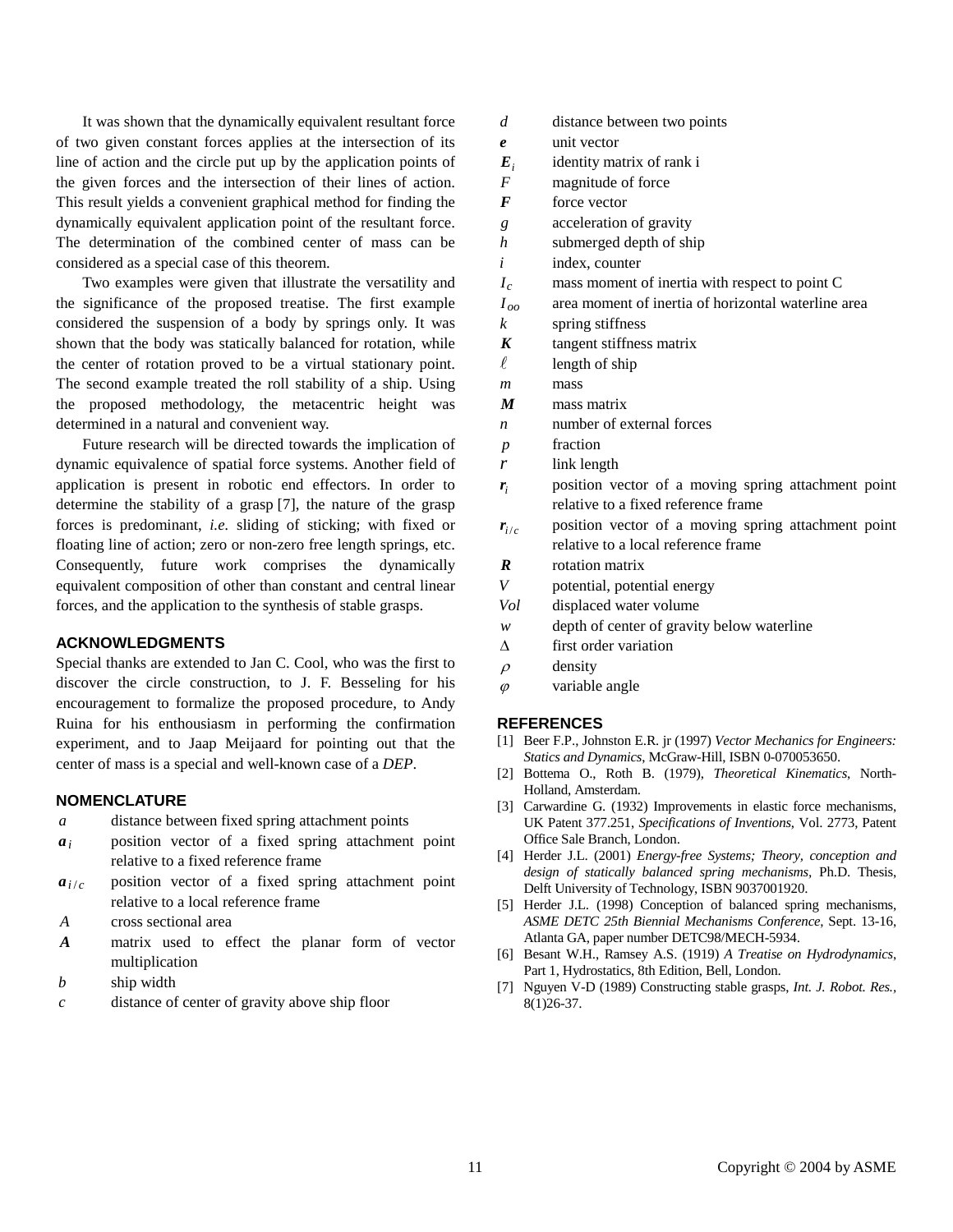It was shown that the dynamically equivalent resultant force of two given constant forces applies at the intersection of its line of action and the circle put up by the application points of the given forces and the intersection of their lines of action. This result yields a convenient graphical method for finding the dynamically equivalent application point of the resultant force. The determination of the combined center of mass can be considered as a special case of this theorem.

Two examples were given that illustrate the versatility and the significance of the proposed treatise. The first example considered the suspension of a body by springs only. It was shown that the body was statically balanced for rotation, while the center of rotation proved to be a virtual stationary point. The second example treated the roll stability of a ship. Using the proposed methodology, the metacentric height was determined in a natural and convenient way.

Future research will be directed towards the implication of dynamic equivalence of spatial force systems. Another field of application is present in robotic end effectors. In order to determine the stability of a grasp [7], the nature of the grasp forces is predominant, *i.e.* sliding of sticking; with fixed or floating line of action; zero or non-zero free length springs, etc. Consequently, future work comprises the dynamically equivalent composition of other than constant and central linear forces, and the application to the synthesis of stable grasps.

## ACKNOWLEDGMENTS

Special thanks are extended to Jan C. Cool, who was the first to discover the circle construction, to J. F. Besseling for his encouragement to formalize the proposed procedure, to Andy Ruina for his enthousiasm in performing the confirmation experiment, and to Jaap Meijaard for pointing out that the center of mass is a special and well-known case of a *DEP*.

## NOMENCLATURE

| | |
|---|---|
| $a$ | distance between fixed spring attachment points |
| $\boldsymbol{a}_i$ | position vector of a fixed spring attachment point relative to a fixed reference frame |
| $\boldsymbol{a}_{i/c}$ | position vector of a fixed spring attachment point relative to a local reference frame |
| $A$ | cross sectional area |
| $\boldsymbol{A}$ | matrix used to effect the planar form of vector multiplication |
| $b$ | ship width |
| $c$ | distance of center of gravity above ship floor |
| $d$ | distance between two points |
| $\boldsymbol{e}$ | unit vector |
| $\boldsymbol{E}_i$ | identity matrix of rank i |
| $F$ | magnitude of force |
| $\boldsymbol{F}$ | force vector |
| $g$ | acceleration of gravity |
| $h$ | submerged depth of ship |
| $i$ | index, counter |
| $I_c$ | mass moment of inertia with respect to point C |
| $I_{oo}$ | area moment of inertia of horizontal waterline area |
| $k$ | spring stiffness |
| $\boldsymbol{K}$ | tangent stiffness matrix |
| $\ell$ | length of ship |
| $m$ | mass |
| $\boldsymbol{M}$ | mass matrix |
| $n$ | number of external forces |
| $p$ | fraction |
| $r$ | link length |
| $\boldsymbol{r}_i$ | position vector of a moving spring attachment point relative to a fixed reference frame |
| $\boldsymbol{r}_{i/c}$ | position vector of a moving spring attachment point relative to a local reference frame |
| $\boldsymbol{R}$ | rotation matrix |
| $V$ | potential, potential energy |
| $Vol$ | displaced water volume |
| $w$ | depth of center of gravity below waterline |
| $\Delta$ | first order variation |
| $\rho$ | density |
| $\varphi$ | variable angle |

## REFERENCES

[1] Beer F.P., Johnston E.R. jr (1997) *Vector Mechanics for Engineers: Statics and Dynamics*, McGraw-Hill, ISBN 0-070053650.

[2] Bottema O., Roth B. (1979), *Theoretical Kinematics*, North-Holland, Amsterdam.

[3] Carwardine G. (1932) Improvements in elastic force mechanisms, UK Patent 377.251, *Specifications of Inventions*, Vol. 2773, Patent Office Sale Branch, London.

[4] Herder J.L. (2001) *Energy-free Systems; Theory, conception and design of statically balanced spring mechanisms*, Ph.D. Thesis, Delft University of Technology, ISBN 9037001920.

[5] Herder J.L. (1998) Conception of balanced spring mechanisms, *ASME DETC 25th Biennial Mechanisms Conference*, Sept. 13-16, Atlanta GA, paper number DETC98/MECH-5934.

[6] Besant W.H., Ramsey A.S. (1919) *A Treatise on Hydrodynamics*, Part 1, Hydrostatics, 8th Edition, Bell, London.

[7] Nguyen V-D (1989) Constructing stable grasps, *Int. J. Robot. Res.*, 8(1)26-37.

Copyright © 2004 by ASME